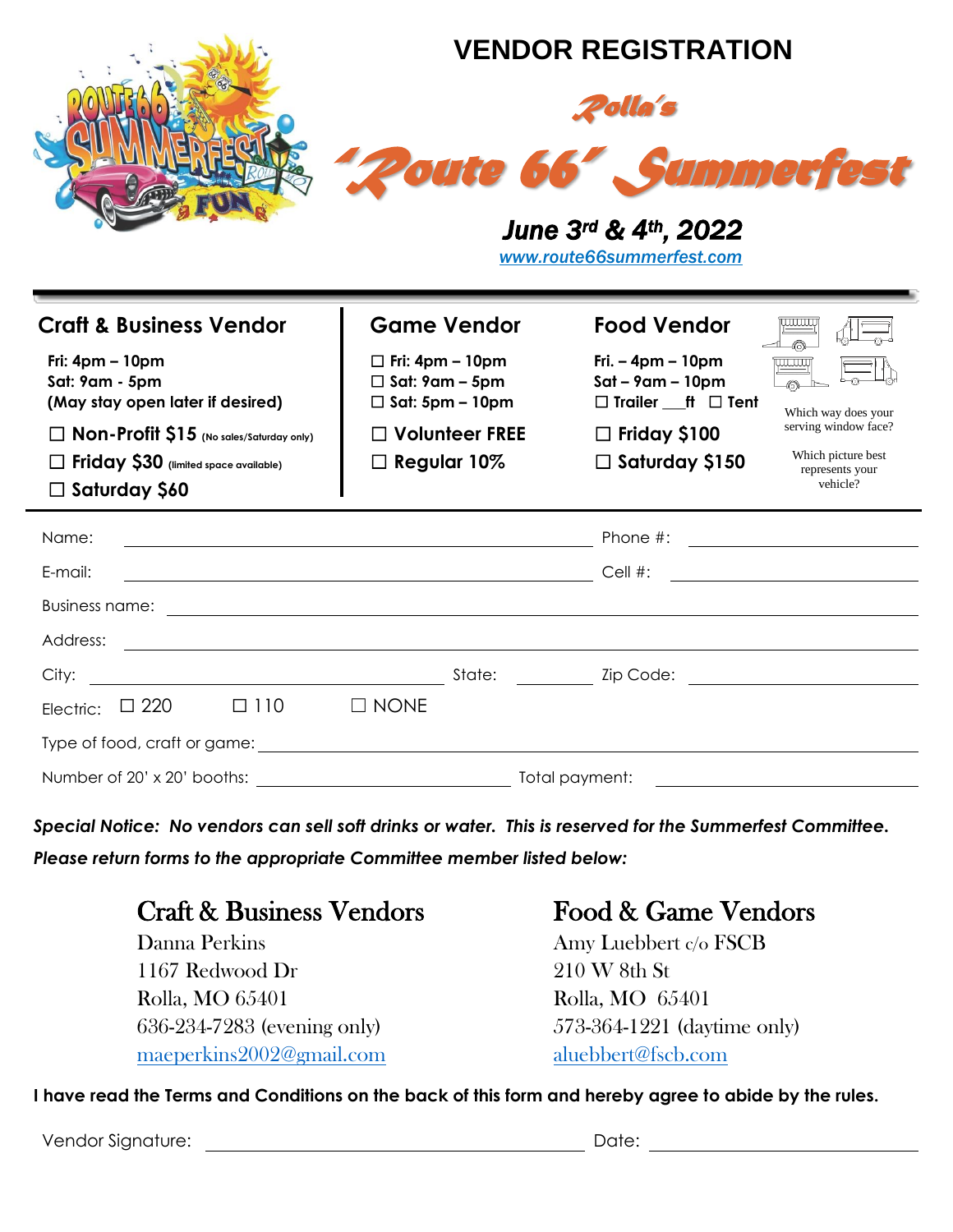# VENDOR REGISTRATION

## Rolla's "Route 66" Summerfest

**June 3rd & 4th, 2022**

www.route66summerfest.com

---

### Craft & Business Vendor

**Fri: 4pm – 10pm**
**Sat: 9am - 5pm**
**(May stay open later if desired)**

☐ **Non-Profit $15** (No sales/Saturday only)
☐ **Friday $30** (limited space available)
☐ **Saturday $60**

### Game Vendor

☐ **Fri: 4pm – 10pm**
☐ **Sat: 9am – 5pm**
☐ **Sat: 5pm – 10pm**

☐ **Volunteer FREE**
☐ **Regular 10%**

### Food Vendor

**Fri. – 4pm – 10pm**
**Sat – 9am – 10pm**
☐ **Trailer ___ft** ☐ **Tent**

☐ **Friday $100**
☐ **Saturday $150**

Which way does your serving window face?

Which picture best represents your vehicle?

---

Name: ______________________________ Phone #: ______________

E-mail: ______________________________ Cell #: ______________

Business name: ______________________________

Address: ______________________________

City: ______________ State: ________ Zip Code: ______________

Electric: ☐ 220 ☐ 110 ☐ NONE

Type of food, craft or game: ______________________________

Number of 20' x 20' booths: ______________ Total payment: ______________

***Special Notice: No vendors can sell soft drinks or water. This is reserved for the Summerfest Committee.***

***Please return forms to the appropriate Committee member listed below:***

### Craft & Business Vendors

Danna Perkins
1167 Redwood Dr
Rolla, MO 65401
636-234-7283 (evening only)
maeperkins2002@gmail.com

### Food & Game Vendors

Amy Luebbert c/o FSCB
210 W 8th St
Rolla, MO 65401
573-364-1221 (daytime only)
aluebbert@fscb.com

**I have read the Terms and Conditions on the back of this form and hereby agree to abide by the rules.**

Vendor Signature: ______________________________ Date: ______________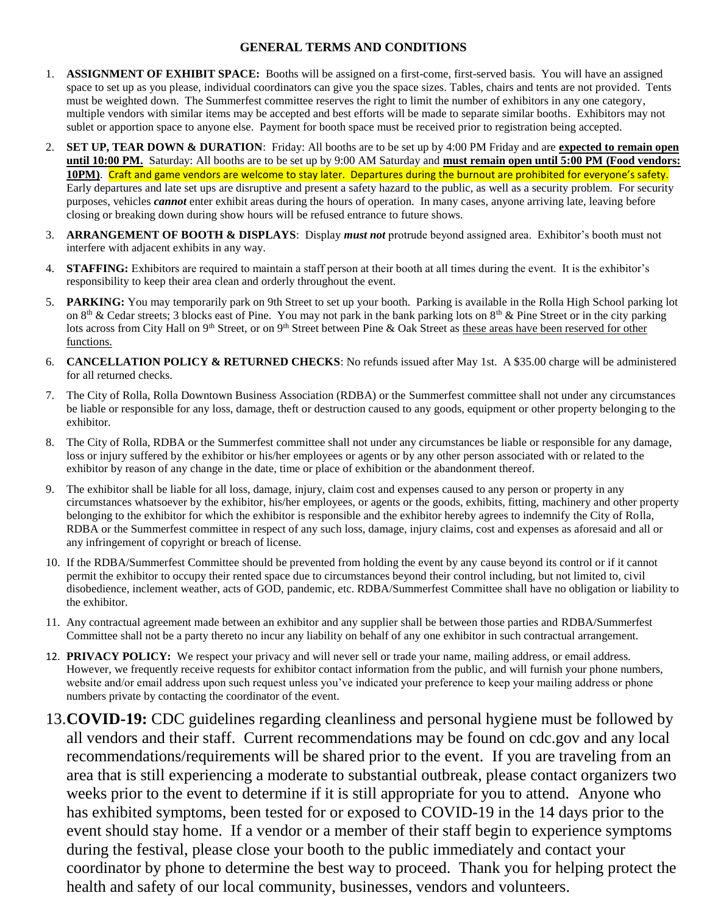## GENERAL TERMS AND CONDITIONS

1. **ASSIGNMENT OF EXHIBIT SPACE:** Booths will be assigned on a first-come, first-served basis. You will have an assigned space to set up as you please, individual coordinators can give you the space sizes. Tables, chairs and tents are not provided. Tents must be weighted down. The Summerfest committee reserves the right to limit the number of exhibitors in any one category, multiple vendors with similar items may be accepted and best efforts will be made to separate similar booths. Exhibitors may not sublet or apportion space to anyone else. Payment for booth space must be received prior to registration being accepted.
2. **SET UP, TEAR DOWN & DURATION**: Friday: All booths are to be set up by 4:00 PM Friday and are **expected to remain open until 10:00 PM.** Saturday: All booths are to be set up by 9:00 AM Saturday and **must remain open until 5:00 PM (Food vendors: 10PM)**. Craft and game vendors are welcome to stay later. Departures during the burnout are prohibited for everyone's safety. Early departures and late set ups are disruptive and present a safety hazard to the public, as well as a security problem. For security purposes, vehicles ***cannot*** enter exhibit areas during the hours of operation. In many cases, anyone arriving late, leaving before closing or breaking down during show hours will be refused entrance to future shows.
3. **ARRANGEMENT OF BOOTH & DISPLAYS**: Display ***must not*** protrude beyond assigned area. Exhibitor's booth must not interfere with adjacent exhibits in any way.
4. **STAFFING:** Exhibitors are required to maintain a staff person at their booth at all times during the event. It is the exhibitor's responsibility to keep their area clean and orderly throughout the event.
5. **PARKING:** You may temporarily park on 9th Street to set up your booth. Parking is available in the Rolla High School parking lot on 8th & Cedar streets; 3 blocks east of Pine. You may not park in the bank parking lots on 8th & Pine Street or in the city parking lots across from City Hall on 9th Street, or on 9th Street between Pine & Oak Street as these areas have been reserved for other functions.
6. **CANCELLATION POLICY & RETURNED CHECKS**: No refunds issued after May 1st. A $35.00 charge will be administered for all returned checks.
7. The City of Rolla, Rolla Downtown Business Association (RDBA) or the Summerfest committee shall not under any circumstances be liable or responsible for any loss, damage, theft or destruction caused to any goods, equipment or other property belonging to the exhibitor.
8. The City of Rolla, RDBA or the Summerfest committee shall not under any circumstances be liable or responsible for any damage, loss or injury suffered by the exhibitor or his/her employees or agents or by any other person associated with or related to the exhibitor by reason of any change in the date, time or place of exhibition or the abandonment thereof.
9. The exhibitor shall be liable for all loss, damage, injury, claim cost and expenses caused to any person or property in any circumstances whatsoever by the exhibitor, his/her employees, or agents or the goods, exhibits, fitting, machinery and other property belonging to the exhibitor for which the exhibitor is responsible and the exhibitor hereby agrees to indemnify the City of Rolla, RDBA or the Summerfest committee in respect of any such loss, damage, injury claims, cost and expenses as aforesaid and all or any infringement of copyright or breach of license.
10. If the RDBA/Summerfest Committee should be prevented from holding the event by any cause beyond its control or if it cannot permit the exhibitor to occupy their rented space due to circumstances beyond their control including, but not limited to, civil disobedience, inclement weather, acts of GOD, pandemic, etc. RDBA/Summerfest Committee shall have no obligation or liability to the exhibitor.
11. Any contractual agreement made between an exhibitor and any supplier shall be between those parties and RDBA/Summerfest Committee shall not be a party thereto no incur any liability on behalf of any one exhibitor in such contractual arrangement.
12. **PRIVACY POLICY:** We respect your privacy and will never sell or trade your name, mailing address, or email address. However, we frequently receive requests for exhibitor contact information from the public, and will furnish your phone numbers, website and/or email address upon such request unless you've indicated your preference to keep your mailing address or phone numbers private by contacting the coordinator of the event.
13. **COVID-19:** CDC guidelines regarding cleanliness and personal hygiene must be followed by all vendors and their staff. Current recommendations may be found on cdc.gov and any local recommendations/requirements will be shared prior to the event. If you are traveling from an area that is still experiencing a moderate to substantial outbreak, please contact organizers two weeks prior to the event to determine if it is still appropriate for you to attend. Anyone who has exhibited symptoms, been tested for or exposed to COVID-19 in the 14 days prior to the event should stay home. If a vendor or a member of their staff begin to experience symptoms during the festival, please close your booth to the public immediately and contact your coordinator by phone to determine the best way to proceed. Thank you for helping protect the health and safety of our local community, businesses, vendors and volunteers.